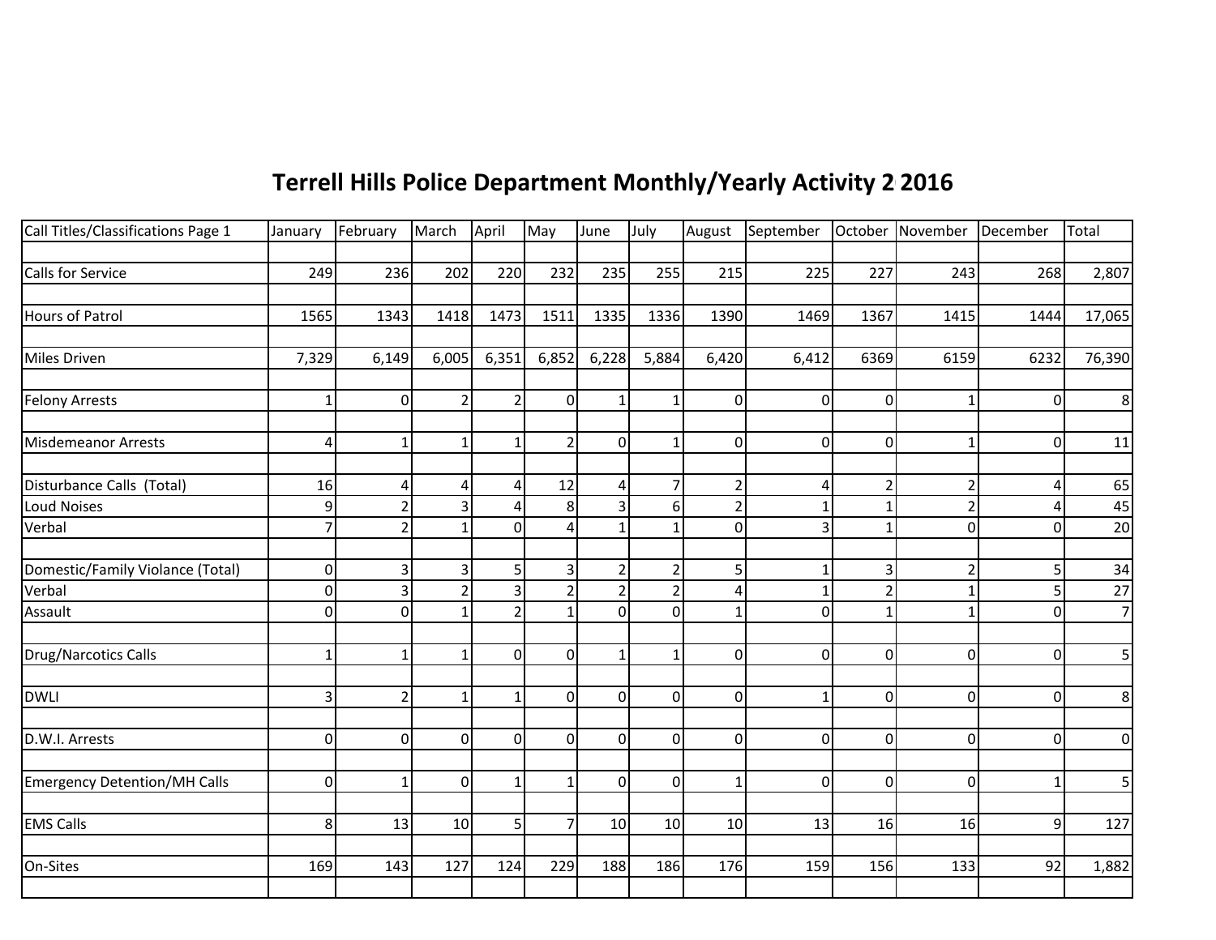# Terrell Hills Police Department Monthly/Yearly Activity 2 2016

| Call Titles/Classifications Page 1 | January | February | March | April | May | June | July | August | September | October | November | December | Total |
|---|---|---|---|---|---|---|---|---|---|---|---|---|---|
| Calls for Service | 249 | 236 | 202 | 220 | 232 | 235 | 255 | 215 | 225 | 227 | 243 | 268 | 2,807 |
| Hours of Patrol | 1565 | 1343 | 1418 | 1473 | 1511 | 1335 | 1336 | 1390 | 1469 | 1367 | 1415 | 1444 | 17,065 |
| Miles Driven | 7,329 | 6,149 | 6,005 | 6,351 | 6,852 | 6,228 | 5,884 | 6,420 | 6,412 | 6369 | 6159 | 6232 | 76,390 |
| Felony Arrests | 1 | 0 | 2 | 2 | 0 | 1 | 1 | 0 | 0 | 0 | 1 | 0 | 8 |
| Misdemeanor Arrests | 4 | 1 | 1 | 1 | 2 | 0 | 1 | 0 | 0 | 0 | 1 | 0 | 11 |
| Disturbance Calls (Total) | 16 | 4 | 4 | 4 | 12 | 4 | 7 | 2 | 4 | 2 | 2 | 4 | 65 |
| Loud Noises | 9 | 2 | 3 | 4 | 8 | 3 | 6 | 2 | 1 | 1 | 2 | 4 | 45 |
| Verbal | 7 | 2 | 1 | 0 | 4 | 1 | 1 | 0 | 3 | 1 | 0 | 0 | 20 |
| Domestic/Family Violance (Total) | 0 | 3 | 3 | 5 | 3 | 2 | 2 | 5 | 1 | 3 | 2 | 5 | 34 |
| Verbal | 0 | 3 | 2 | 3 | 2 | 2 | 2 | 4 | 1 | 2 | 1 | 5 | 27 |
| Assault | 0 | 0 | 1 | 2 | 1 | 0 | 0 | 1 | 0 | 1 | 1 | 0 | 7 |
| Drug/Narcotics Calls | 1 | 1 | 1 | 0 | 0 | 1 | 1 | 0 | 0 | 0 | 0 | 0 | 5 |
| DWLI | 3 | 2 | 1 | 1 | 0 | 0 | 0 | 0 | 1 | 0 | 0 | 0 | 8 |
| D.W.I. Arrests | 0 | 0 | 0 | 0 | 0 | 0 | 0 | 0 | 0 | 0 | 0 | 0 | 0 |
| Emergency Detention/MH Calls | 0 | 1 | 0 | 1 | 1 | 0 | 0 | 1 | 0 | 0 | 0 | 1 | 5 |
| EMS Calls | 8 | 13 | 10 | 5 | 7 | 10 | 10 | 10 | 13 | 16 | 16 | 9 | 127 |
| On-Sites | 169 | 143 | 127 | 124 | 229 | 188 | 186 | 176 | 159 | 156 | 133 | 92 | 1,882 |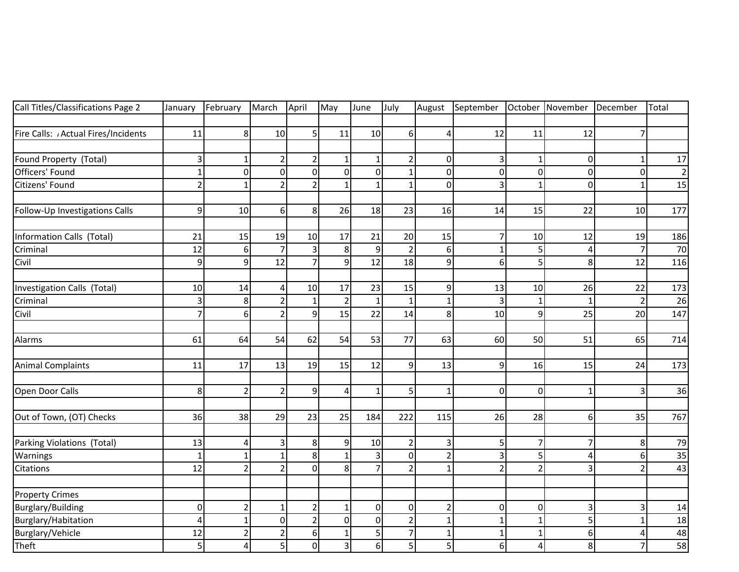| Call Titles/Classifications Page 2 | January | February | March | April | May | June | July | August | September | October | November | December | Total |
|---|---|---|---|---|---|---|---|---|---|---|---|---|---|
| | | | | | | | | | | | | | |
| Fire Calls: ‚ Actual Fires/Incidents | 11 | 8 | 10 | 5 | 11 | 10 | 6 | 4 | 12 | 11 | 12 | 7 | |
| | | | | | | | | | | | | | |
| Found Property (Total) | 3 | 1 | 2 | 2 | 1 | 1 | 2 | 0 | 3 | 1 | 0 | 1 | 17 |
| Officers' Found | 1 | 0 | 0 | 0 | 0 | 0 | 1 | 0 | 0 | 0 | 0 | 0 | 2 |
| Citizens' Found | 2 | 1 | 2 | 2 | 1 | 1 | 1 | 0 | 3 | 1 | 0 | 1 | 15 |
| | | | | | | | | | | | | | |
| Follow-Up Investigations Calls | 9 | 10 | 6 | 8 | 26 | 18 | 23 | 16 | 14 | 15 | 22 | 10 | 177 |
| | | | | | | | | | | | | | |
| Information Calls (Total) | 21 | 15 | 19 | 10 | 17 | 21 | 20 | 15 | 7 | 10 | 12 | 19 | 186 |
| Criminal | 12 | 6 | 7 | 3 | 8 | 9 | 2 | 6 | 1 | 5 | 4 | 7 | 70 |
| Civil | 9 | 9 | 12 | 7 | 9 | 12 | 18 | 9 | 6 | 5 | 8 | 12 | 116 |
| | | | | | | | | | | | | | |
| Investigation Calls (Total) | 10 | 14 | 4 | 10 | 17 | 23 | 15 | 9 | 13 | 10 | 26 | 22 | 173 |
| Criminal | 3 | 8 | 2 | 1 | 2 | 1 | 1 | 1 | 3 | 1 | 1 | 2 | 26 |
| Civil | 7 | 6 | 2 | 9 | 15 | 22 | 14 | 8 | 10 | 9 | 25 | 20 | 147 |
| | | | | | | | | | | | | | |
| Alarms | 61 | 64 | 54 | 62 | 54 | 53 | 77 | 63 | 60 | 50 | 51 | 65 | 714 |
| | | | | | | | | | | | | | |
| Animal Complaints | 11 | 17 | 13 | 19 | 15 | 12 | 9 | 13 | 9 | 16 | 15 | 24 | 173 |
| | | | | | | | | | | | | | |
| Open Door Calls | 8 | 2 | 2 | 9 | 4 | 1 | 5 | 1 | 0 | 0 | 1 | 3 | 36 |
| | | | | | | | | | | | | | |
| Out of Town, (OT) Checks | 36 | 38 | 29 | 23 | 25 | 184 | 222 | 115 | 26 | 28 | 6 | 35 | 767 |
| | | | | | | | | | | | | | |
| Parking Violations (Total) | 13 | 4 | 3 | 8 | 9 | 10 | 2 | 3 | 5 | 7 | 7 | 8 | 79 |
| Warnings | 1 | 1 | 1 | 8 | 1 | 3 | 0 | 2 | 3 | 5 | 4 | 6 | 35 |
| Citations | 12 | 2 | 2 | 0 | 8 | 7 | 2 | 1 | 2 | 2 | 3 | 2 | 43 |
| | | | | | | | | | | | | | |
| Property Crimes | | | | | | | | | | | | | |
| Burglary/Building | 0 | 2 | 1 | 2 | 1 | 0 | 0 | 2 | 0 | 0 | 3 | 3 | 14 |
| Burglary/Habitation | 4 | 1 | 0 | 2 | 0 | 0 | 2 | 1 | 1 | 1 | 5 | 1 | 18 |
| Burglary/Vehicle | 12 | 2 | 2 | 6 | 1 | 5 | 7 | 1 | 1 | 1 | 6 | 4 | 48 |
| Theft | 5 | 4 | 5 | 0 | 3 | 6 | 5 | 5 | 6 | 4 | 8 | 7 | 58 |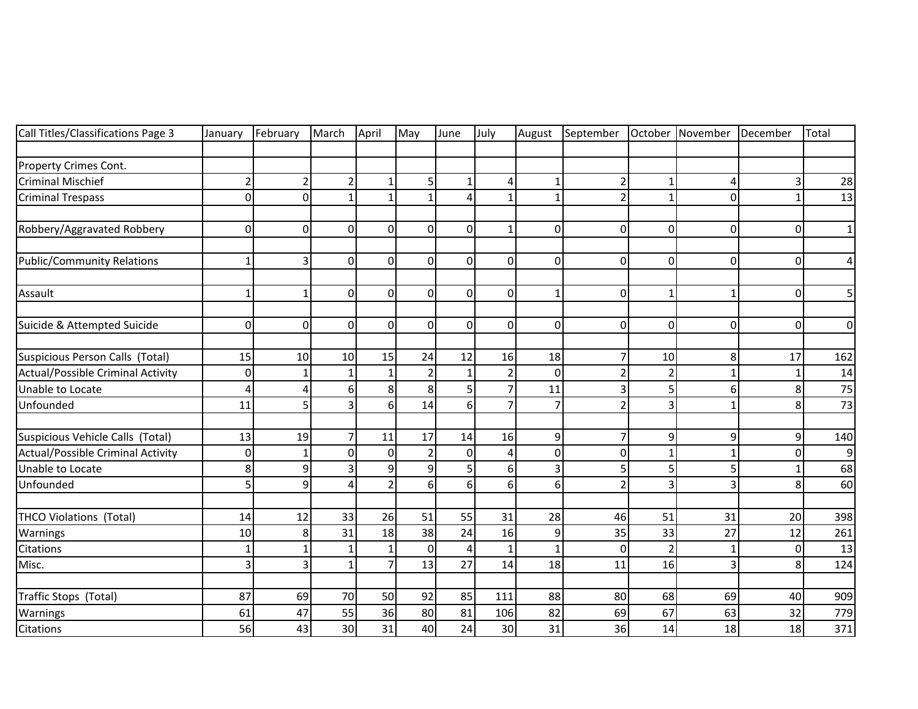| Call Titles/Classifications Page 3 | January | February | March | April | May | June | July | August | September | October | November | December | Total |
|---|---|---|---|---|---|---|---|---|---|---|---|---|---|
| | | | | | | | | | | | | | |
| Property Crimes Cont. | | | | | | | | | | | | | |
| Criminal Mischief | 2 | 2 | 2 | 1 | 5 | 1 | 4 | 1 | 2 | 1 | 4 | 3 | 28 |
| Criminal Trespass | 0 | 0 | 1 | 1 | 1 | 4 | 1 | 1 | 2 | 1 | 0 | 1 | 13 |
| | | | | | | | | | | | | | |
| Robbery/Aggravated Robbery | 0 | 0 | 0 | 0 | 0 | 0 | 1 | 0 | 0 | 0 | 0 | 0 | 1 |
| | | | | | | | | | | | | | |
| Public/Community Relations | 1 | 3 | 0 | 0 | 0 | 0 | 0 | 0 | 0 | 0 | 0 | 0 | 4 |
| | | | | | | | | | | | | | |
| Assault | 1 | 1 | 0 | 0 | 0 | 0 | 0 | 1 | 0 | 1 | 1 | 0 | 5 |
| | | | | | | | | | | | | | |
| Suicide & Attempted Suicide | 0 | 0 | 0 | 0 | 0 | 0 | 0 | 0 | 0 | 0 | 0 | 0 | 0 |
| | | | | | | | | | | | | | |
| Suspicious Person Calls (Total) | 15 | 10 | 10 | 15 | 24 | 12 | 16 | 18 | 7 | 10 | 8 | 17 | 162 |
| Actual/Possible Criminal Activity | 0 | 1 | 1 | 1 | 2 | 1 | 2 | 0 | 2 | 2 | 1 | 1 | 14 |
| Unable to Locate | 4 | 4 | 6 | 8 | 8 | 5 | 7 | 11 | 3 | 5 | 6 | 8 | 75 |
| Unfounded | 11 | 5 | 3 | 6 | 14 | 6 | 7 | 7 | 2 | 3 | 1 | 8 | 73 |
| | | | | | | | | | | | | | |
| Suspicious Vehicle Calls (Total) | 13 | 19 | 7 | 11 | 17 | 14 | 16 | 9 | 7 | 9 | 9 | 9 | 140 |
| Actual/Possible Criminal Activity | 0 | 1 | 0 | 0 | 2 | 0 | 4 | 0 | 0 | 1 | 1 | 0 | 9 |
| Unable to Locate | 8 | 9 | 3 | 9 | 9 | 5 | 6 | 3 | 5 | 5 | 5 | 1 | 68 |
| Unfounded | 5 | 9 | 4 | 2 | 6 | 6 | 6 | 6 | 2 | 3 | 3 | 8 | 60 |
| | | | | | | | | | | | | | |
| THCO Violations (Total) | 14 | 12 | 33 | 26 | 51 | 55 | 31 | 28 | 46 | 51 | 31 | 20 | 398 |
| Warnings | 10 | 8 | 31 | 18 | 38 | 24 | 16 | 9 | 35 | 33 | 27 | 12 | 261 |
| Citations | 1 | 1 | 1 | 1 | 0 | 4 | 1 | 1 | 0 | 2 | 1 | 0 | 13 |
| Misc. | 3 | 3 | 1 | 7 | 13 | 27 | 14 | 18 | 11 | 16 | 3 | 8 | 124 |
| | | | | | | | | | | | | | |
| Traffic Stops (Total) | 87 | 69 | 70 | 50 | 92 | 85 | 111 | 88 | 80 | 68 | 69 | 40 | 909 |
| Warnings | 61 | 47 | 55 | 36 | 80 | 81 | 106 | 82 | 69 | 67 | 63 | 32 | 779 |
| Citations | 56 | 43 | 30 | 31 | 40 | 24 | 30 | 31 | 36 | 14 | 18 | 18 | 371 |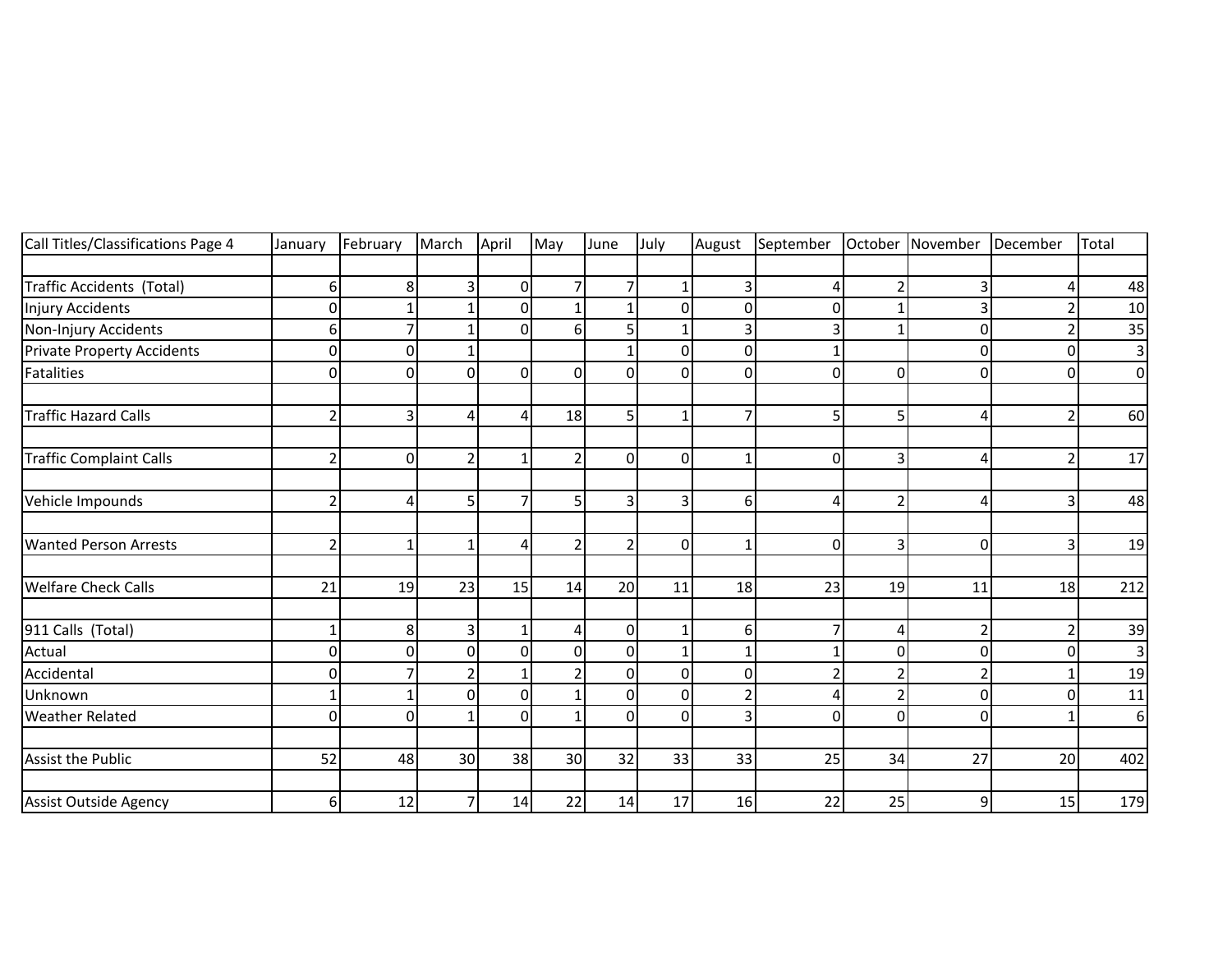| Call Titles/Classifications Page 4 | January | February | March | April | May | June | July | August | September | October | November | December | Total |
|---|---|---|---|---|---|---|---|---|---|---|---|---|---|
| | | | | | | | | | | | | | |
| Traffic Accidents (Total) | 6 | 8 | 3 | 0 | 7 | 7 | 1 | 3 | 4 | 2 | 3 | 4 | 48 |
| Injury Accidents | 0 | 1 | 1 | 0 | 1 | 1 | 0 | 0 | 0 | 1 | 3 | 2 | 10 |
| Non-Injury Accidents | 6 | 7 | 1 | 0 | 6 | 5 | 1 | 3 | 3 | 1 | 0 | 2 | 35 |
| Private Property Accidents | 0 | 0 | 1 | | | 1 | 0 | 0 | 1 | | 0 | 0 | 3 |
| Fatalities | 0 | 0 | 0 | 0 | 0 | 0 | 0 | 0 | 0 | 0 | 0 | 0 | 0 |
| | | | | | | | | | | | | | |
| Traffic Hazard Calls | 2 | 3 | 4 | 4 | 18 | 5 | 1 | 7 | 5 | 5 | 4 | 2 | 60 |
| | | | | | | | | | | | | | |
| Traffic Complaint Calls | 2 | 0 | 2 | 1 | 2 | 0 | 0 | 1 | 0 | 3 | 4 | 2 | 17 |
| | | | | | | | | | | | | | |
| Vehicle Impounds | 2 | 4 | 5 | 7 | 5 | 3 | 3 | 6 | 4 | 2 | 4 | 3 | 48 |
| | | | | | | | | | | | | | |
| Wanted Person Arrests | 2 | 1 | 1 | 4 | 2 | 2 | 0 | 1 | 0 | 3 | 0 | 3 | 19 |
| | | | | | | | | | | | | | |
| Welfare Check Calls | 21 | 19 | 23 | 15 | 14 | 20 | 11 | 18 | 23 | 19 | 11 | 18 | 212 |
| | | | | | | | | | | | | | |
| 911 Calls (Total) | 1 | 8 | 3 | 1 | 4 | 0 | 1 | 6 | 7 | 4 | 2 | 2 | 39 |
| Actual | 0 | 0 | 0 | 0 | 0 | 0 | 1 | 1 | 1 | 0 | 0 | 0 | 3 |
| Accidental | 0 | 7 | 2 | 1 | 2 | 0 | 0 | 0 | 2 | 2 | 2 | 1 | 19 |
| Unknown | 1 | 1 | 0 | 0 | 1 | 0 | 0 | 2 | 4 | 2 | 0 | 0 | 11 |
| Weather Related | 0 | 0 | 1 | 0 | 1 | 0 | 0 | 3 | 0 | 0 | 0 | 1 | 6 |
| | | | | | | | | | | | | | |
| Assist the Public | 52 | 48 | 30 | 38 | 30 | 32 | 33 | 33 | 25 | 34 | 27 | 20 | 402 |
| | | | | | | | | | | | | | |
| Assist Outside Agency | 6 | 12 | 7 | 14 | 22 | 14 | 17 | 16 | 22 | 25 | 9 | 15 | 179 |